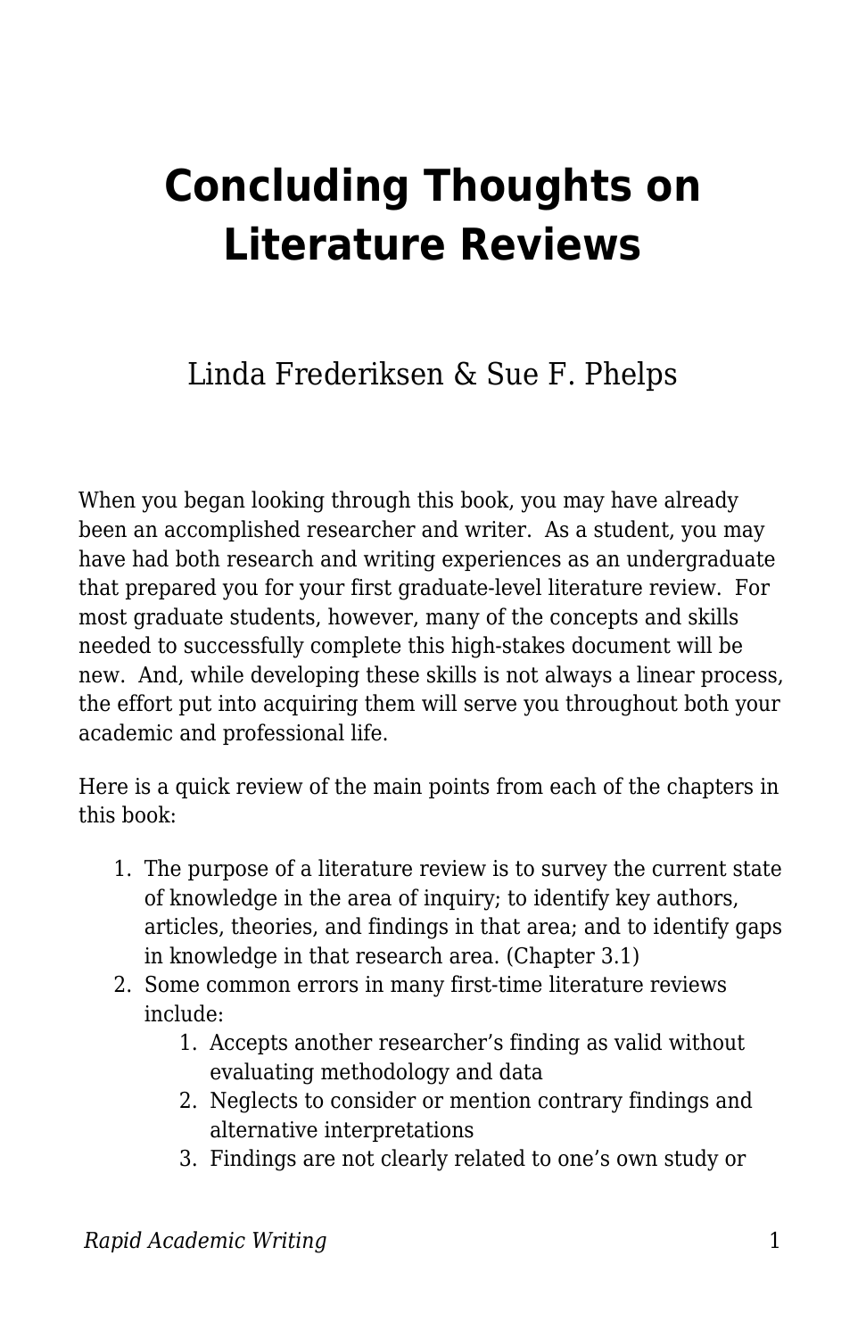# Concluding Thoughts on Literature Reviews

Linda Frederiksen & Sue F. Phelps

When you began looking through this book, you may have already been an accomplished researcher and writer. As a student, you may have had both research and writing experiences as an undergraduate that prepared you for your first graduate-level literature review. For most graduate students, however, many of the concepts and skills needed to successfully complete this high-stakes document will be new. And, while developing these skills is not always a linear process, the effort put into acquiring them will serve you throughout both your academic and professional life.

Here is a quick review of the main points from each of the chapters in this book:

1. The purpose of a literature review is to survey the current state of knowledge in the area of inquiry; to identify key authors, articles, theories, and findings in that area; and to identify gaps in knowledge in that research area. (Chapter 3.1)
2. Some common errors in many first-time literature reviews include:
    1. Accepts another researcher's finding as valid without evaluating methodology and data
    2. Neglects to consider or mention contrary findings and alternative interpretations
    3. Findings are not clearly related to one's own study or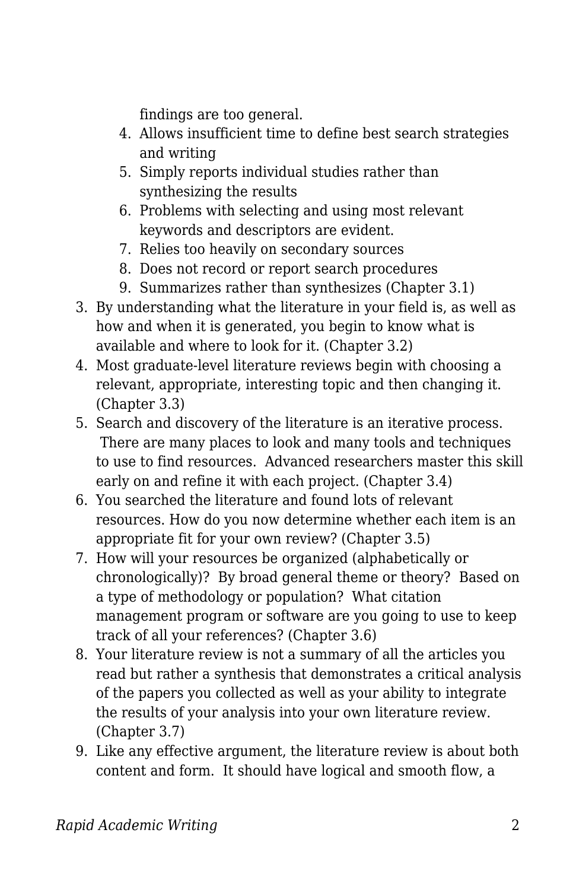findings are too general.
    4. Allows insufficient time to define best search strategies and writing
    5. Simply reports individual studies rather than synthesizing the results
    6. Problems with selecting and using most relevant keywords and descriptors are evident.
    7. Relies too heavily on secondary sources
    8. Does not record or report search procedures
    9. Summarizes rather than synthesizes (Chapter 3.1)
3. By understanding what the literature in your field is, as well as how and when it is generated, you begin to know what is available and where to look for it. (Chapter 3.2)
4. Most graduate-level literature reviews begin with choosing a relevant, appropriate, interesting topic and then changing it. (Chapter 3.3)
5. Search and discovery of the literature is an iterative process. There are many places to look and many tools and techniques to use to find resources. Advanced researchers master this skill early on and refine it with each project. (Chapter 3.4)
6. You searched the literature and found lots of relevant resources. How do you now determine whether each item is an appropriate fit for your own review? (Chapter 3.5)
7. How will your resources be organized (alphabetically or chronologically)? By broad general theme or theory? Based on a type of methodology or population? What citation management program or software are you going to use to keep track of all your references? (Chapter 3.6)
8. Your literature review is not a summary of all the articles you read but rather a synthesis that demonstrates a critical analysis of the papers you collected as well as your ability to integrate the results of your analysis into your own literature review. (Chapter 3.7)
9. Like any effective argument, the literature review is about both content and form. It should have logical and smooth flow, a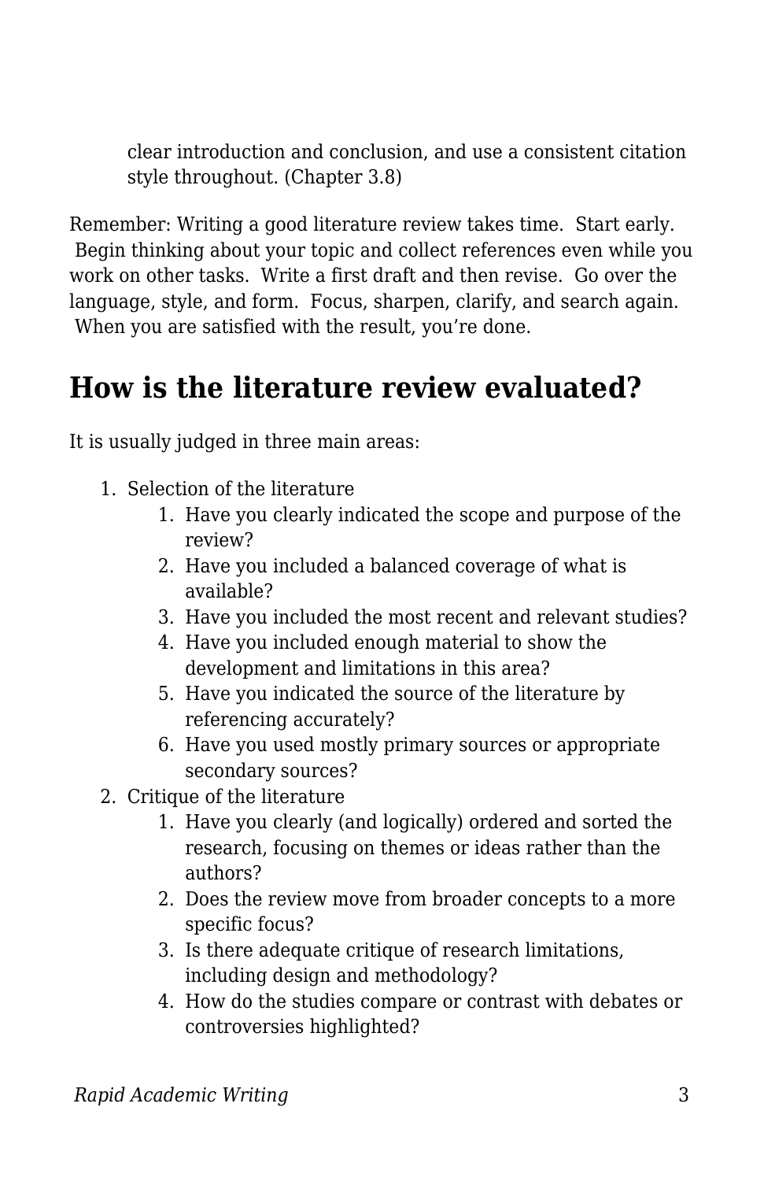clear introduction and conclusion, and use a consistent citation style throughout. (Chapter 3.8)

Remember: Writing a good literature review takes time. Start early. Begin thinking about your topic and collect references even while you work on other tasks. Write a first draft and then revise. Go over the language, style, and form. Focus, sharpen, clarify, and search again. When you are satisfied with the result, you're done.

## How is the literature review evaluated?

It is usually judged in three main areas:

1. Selection of the literature
    1. Have you clearly indicated the scope and purpose of the review?
    2. Have you included a balanced coverage of what is available?
    3. Have you included the most recent and relevant studies?
    4. Have you included enough material to show the development and limitations in this area?
    5. Have you indicated the source of the literature by referencing accurately?
    6. Have you used mostly primary sources or appropriate secondary sources?
2. Critique of the literature
    1. Have you clearly (and logically) ordered and sorted the research, focusing on themes or ideas rather than the authors?
    2. Does the review move from broader concepts to a more specific focus?
    3. Is there adequate critique of research limitations, including design and methodology?
    4. How do the studies compare or contrast with debates or controversies highlighted?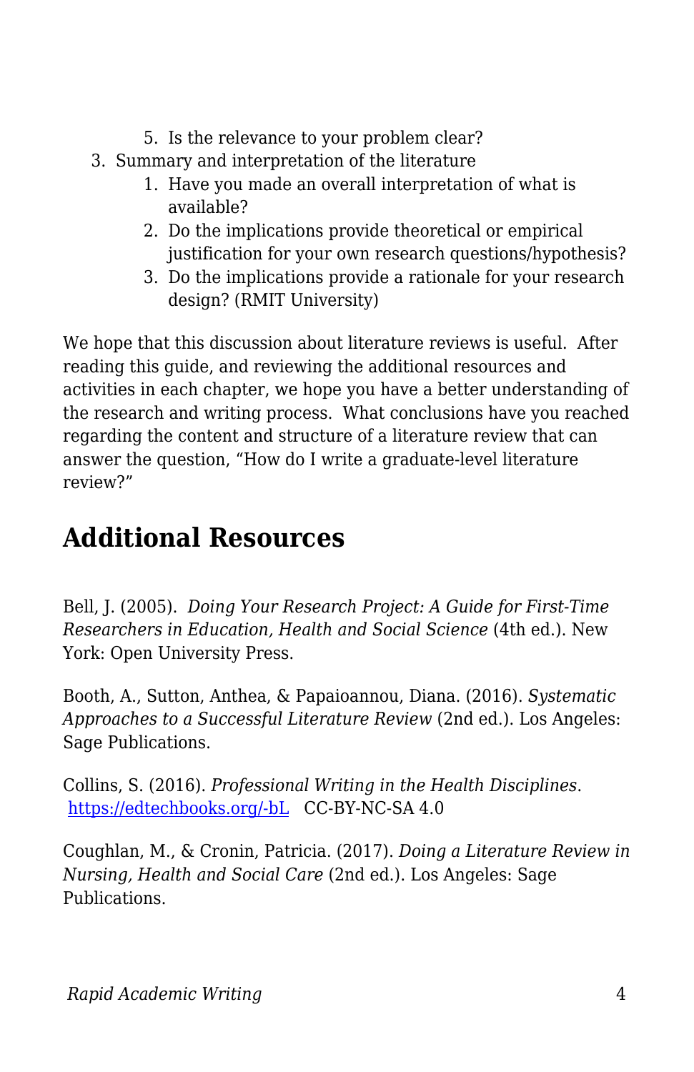5. Is the relevance to your problem clear?
3. Summary and interpretation of the literature
    1. Have you made an overall interpretation of what is available?
    2. Do the implications provide theoretical or empirical justification for your own research questions/hypothesis?
    3. Do the implications provide a rationale for your research design? (RMIT University)

We hope that this discussion about literature reviews is useful. After reading this guide, and reviewing the additional resources and activities in each chapter, we hope you have a better understanding of the research and writing process. What conclusions have you reached regarding the content and structure of a literature review that can answer the question, “How do I write a graduate-level literature review?”

## Additional Resources

Bell, J. (2005). *Doing Your Research Project: A Guide for First-Time Researchers in Education, Health and Social Science* (4th ed.). New York: Open University Press.

Booth, A., Sutton, Anthea, & Papaioannou, Diana. (2016). *Systematic Approaches to a Successful Literature Review* (2nd ed.). Los Angeles: Sage Publications.

Collins, S. (2016). *Professional Writing in the Health Disciplines*. [https://edtechbooks.org/-bL](https://edtechbooks.org/-bL) CC-BY-NC-SA 4.0

Coughlan, M., & Cronin, Patricia. (2017). *Doing a Literature Review in Nursing, Health and Social Care* (2nd ed.). Los Angeles: Sage Publications.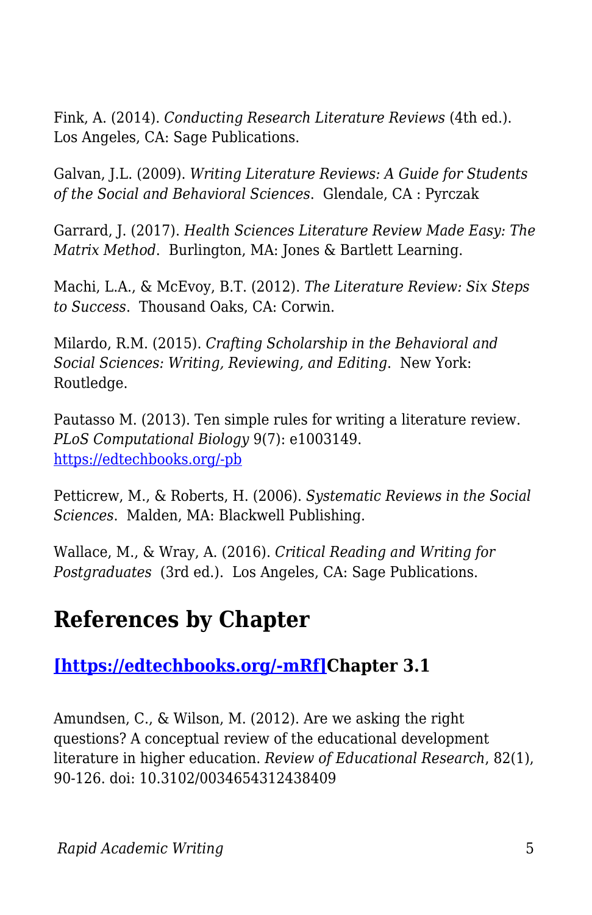Fink, A. (2014). *Conducting Research Literature Reviews* (4th ed.). Los Angeles, CA: Sage Publications.

Galvan, J.L. (2009). *Writing Literature Reviews: A Guide for Students of the Social and Behavioral Sciences.* Glendale, CA : Pyrczak

Garrard, J. (2017). *Health Sciences Literature Review Made Easy: The Matrix Method*. Burlington, MA: Jones & Bartlett Learning.

Machi, L.A., & McEvoy, B.T. (2012). *The Literature Review: Six Steps to Success*. Thousand Oaks, CA: Corwin.

Milardo, R.M. (2015). *Crafting Scholarship in the Behavioral and Social Sciences: Writing, Reviewing, and Editing.* New York: Routledge.

Pautasso M. (2013). Ten simple rules for writing a literature review. *PLoS Computational Biology* 9(7): e1003149. https://edtechbooks.org/-pb

Petticrew, M., & Roberts, H. (2006). *Systematic Reviews in the Social Sciences*. Malden, MA: Blackwell Publishing.

Wallace, M., & Wray, A. (2016). *Critical Reading and Writing for Postgraduates* (3rd ed.). Los Angeles, CA: Sage Publications.

## References by Chapter

### [https://edtechbooks.org/-mRf]Chapter 3.1

Amundsen, C., & Wilson, M. (2012). Are we asking the right questions? A conceptual review of the educational development literature in higher education. *Review of Educational Research*, 82(1), 90-126. doi: 10.3102/0034654312438409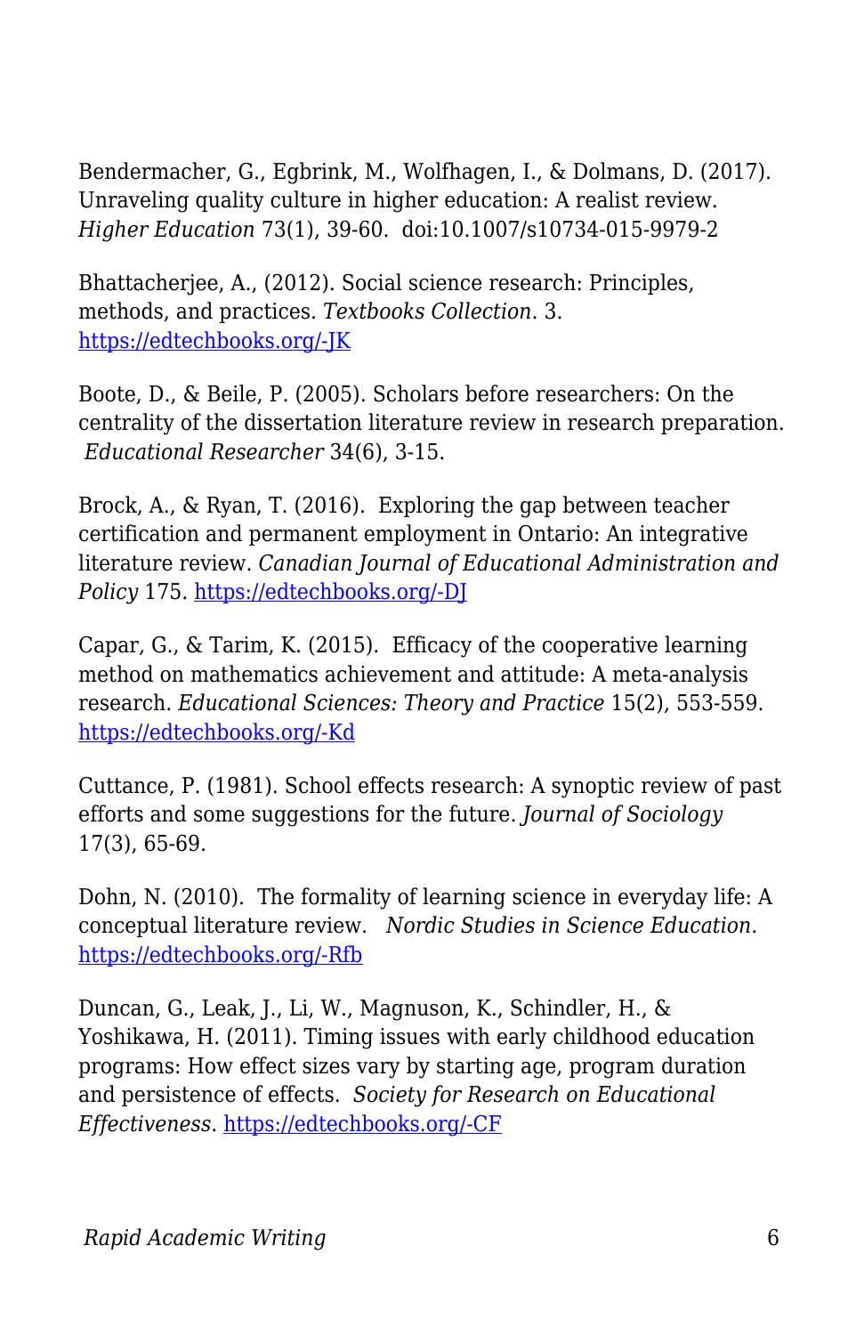Bendermacher, G., Egbrink, M., Wolfhagen, I., & Dolmans, D. (2017). Unraveling quality culture in higher education: A realist review. *Higher Education* 73(1), 39-60. doi:10.1007/s10734-015-9979-2

Bhattacherjee, A., (2012). Social science research: Principles, methods, and practices. *Textbooks Collection*. 3. [https://edtechbooks.org/-JK](https://edtechbooks.org/-JK)

Boote, D., & Beile, P. (2005). Scholars before researchers: On the centrality of the dissertation literature review in research preparation. *Educational Researcher* 34(6), 3-15.

Brock, A., & Ryan, T. (2016). Exploring the gap between teacher certification and permanent employment in Ontario: An integrative literature review. *Canadian Journal of Educational Administration and Policy* 175. [https://edtechbooks.org/-DJ](https://edtechbooks.org/-DJ)

Capar, G., & Tarim, K. (2015). Efficacy of the cooperative learning method on mathematics achievement and attitude: A meta-analysis research. *Educational Sciences: Theory and Practice* 15(2), 553-559. [https://edtechbooks.org/-Kd](https://edtechbooks.org/-Kd)

Cuttance, P. (1981). School effects research: A synoptic review of past efforts and some suggestions for the future. *Journal of Sociology* 17(3), 65-69.

Dohn, N. (2010). The formality of learning science in everyday life: A conceptual literature review. *Nordic Studies in Science Education*. [https://edtechbooks.org/-Rfb](https://edtechbooks.org/-Rfb)

Duncan, G., Leak, J., Li, W., Magnuson, K., Schindler, H., & Yoshikawa, H. (2011). Timing issues with early childhood education programs: How effect sizes vary by starting age, program duration and persistence of effects. *Society for Research on Educational Effectiveness*. [https://edtechbooks.org/-CF](https://edtechbooks.org/-CF)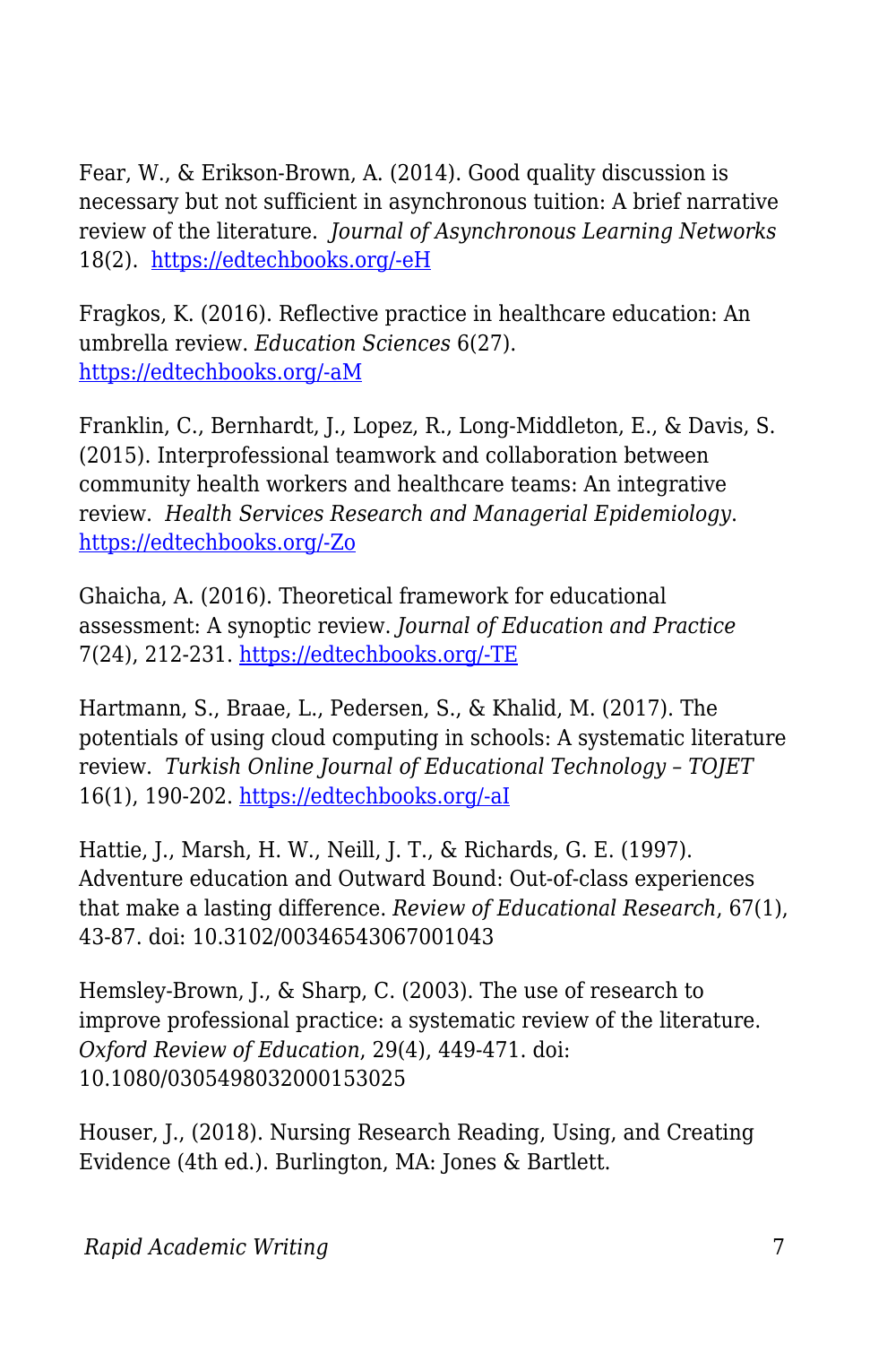Fear, W., & Erikson-Brown, A. (2014). Good quality discussion is necessary but not sufficient in asynchronous tuition: A brief narrative review of the literature. *Journal of Asynchronous Learning Networks* 18(2). [https://edtechbooks.org/-eH](https://edtechbooks.org/-eH)

Fragkos, K. (2016). Reflective practice in healthcare education: An umbrella review. *Education Sciences* 6(27). [https://edtechbooks.org/-aM](https://edtechbooks.org/-aM)

Franklin, C., Bernhardt, J., Lopez, R., Long-Middleton, E., & Davis, S. (2015). Interprofessional teamwork and collaboration between community health workers and healthcare teams: An integrative review. *Health Services Research and Managerial Epidemiology*. [https://edtechbooks.org/-Zo](https://edtechbooks.org/-Zo)

Ghaicha, A. (2016). Theoretical framework for educational assessment: A synoptic review. *Journal of Education and Practice* 7(24), 212-231. [https://edtechbooks.org/-TE](https://edtechbooks.org/-TE)

Hartmann, S., Braae, L., Pedersen, S., & Khalid, M. (2017). The potentials of using cloud computing in schools: A systematic literature review. *Turkish Online Journal of Educational Technology – TOJET* 16(1), 190-202. [https://edtechbooks.org/-aI](https://edtechbooks.org/-aI)

Hattie, J., Marsh, H. W., Neill, J. T., & Richards, G. E. (1997). Adventure education and Outward Bound: Out-of-class experiences that make a lasting difference. *Review of Educational Research*, 67(1), 43-87. doi: 10.3102/00346543067001043

Hemsley-Brown, J., & Sharp, C. (2003). The use of research to improve professional practice: a systematic review of the literature. *Oxford Review of Education*, 29(4), 449-471. doi: 10.1080/0305498032000153025

Houser, J., (2018). Nursing Research Reading, Using, and Creating Evidence (4th ed.). Burlington, MA: Jones & Bartlett.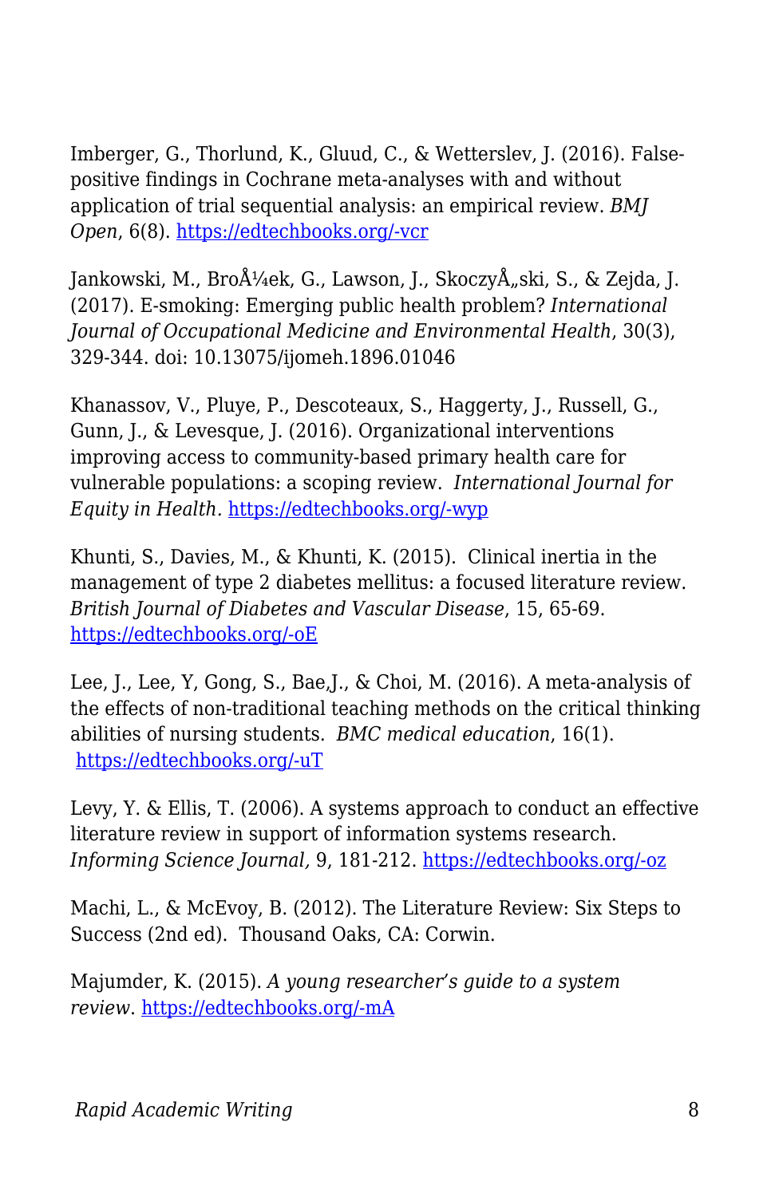Imberger, G., Thorlund, K., Gluud, C., & Wetterslev, J. (2016). False-positive findings in Cochrane meta-analyses with and without application of trial sequential analysis: an empirical review. *BMJ Open*, 6(8). [https://edtechbooks.org/-vcr](https://edtechbooks.org/-vcr)

Jankowski, M., BroÅ¼ek, G., Lawson, J., SkoczyÅ„ski, S., & Zejda, J. (2017). E-smoking: Emerging public health problem? *International Journal of Occupational Medicine and Environmental Health*, 30(3), 329-344. doi: 10.13075/ijomeh.1896.01046

Khanassov, V., Pluye, P., Descoteaux, S., Haggerty, J., Russell, G., Gunn, J., & Levesque, J. (2016). Organizational interventions improving access to community-based primary health care for vulnerable populations: a scoping review. *International Journal for Equity in Health.* [https://edtechbooks.org/-wyp](https://edtechbooks.org/-wyp)

Khunti, S., Davies, M., & Khunti, K. (2015). Clinical inertia in the management of type 2 diabetes mellitus: a focused literature review. *British Journal of Diabetes and Vascular Disease*, 15, 65-69. [https://edtechbooks.org/-oE](https://edtechbooks.org/-oE)

Lee, J., Lee, Y, Gong, S., Bae,J., & Choi, M. (2016). A meta-analysis of the effects of non-traditional teaching methods on the critical thinking abilities of nursing students. *BMC medical education*, 16(1). [https://edtechbooks.org/-uT](https://edtechbooks.org/-uT)

Levy, Y. & Ellis, T. (2006). A systems approach to conduct an effective literature review in support of information systems research. *Informing Science Journal,* 9, 181-212. [https://edtechbooks.org/-oz](https://edtechbooks.org/-oz)

Machi, L., & McEvoy, B. (2012). The Literature Review: Six Steps to Success (2nd ed). Thousand Oaks, CA: Corwin.

Majumder, K. (2015). *A young researcher's guide to a system review*. [https://edtechbooks.org/-mA](https://edtechbooks.org/-mA)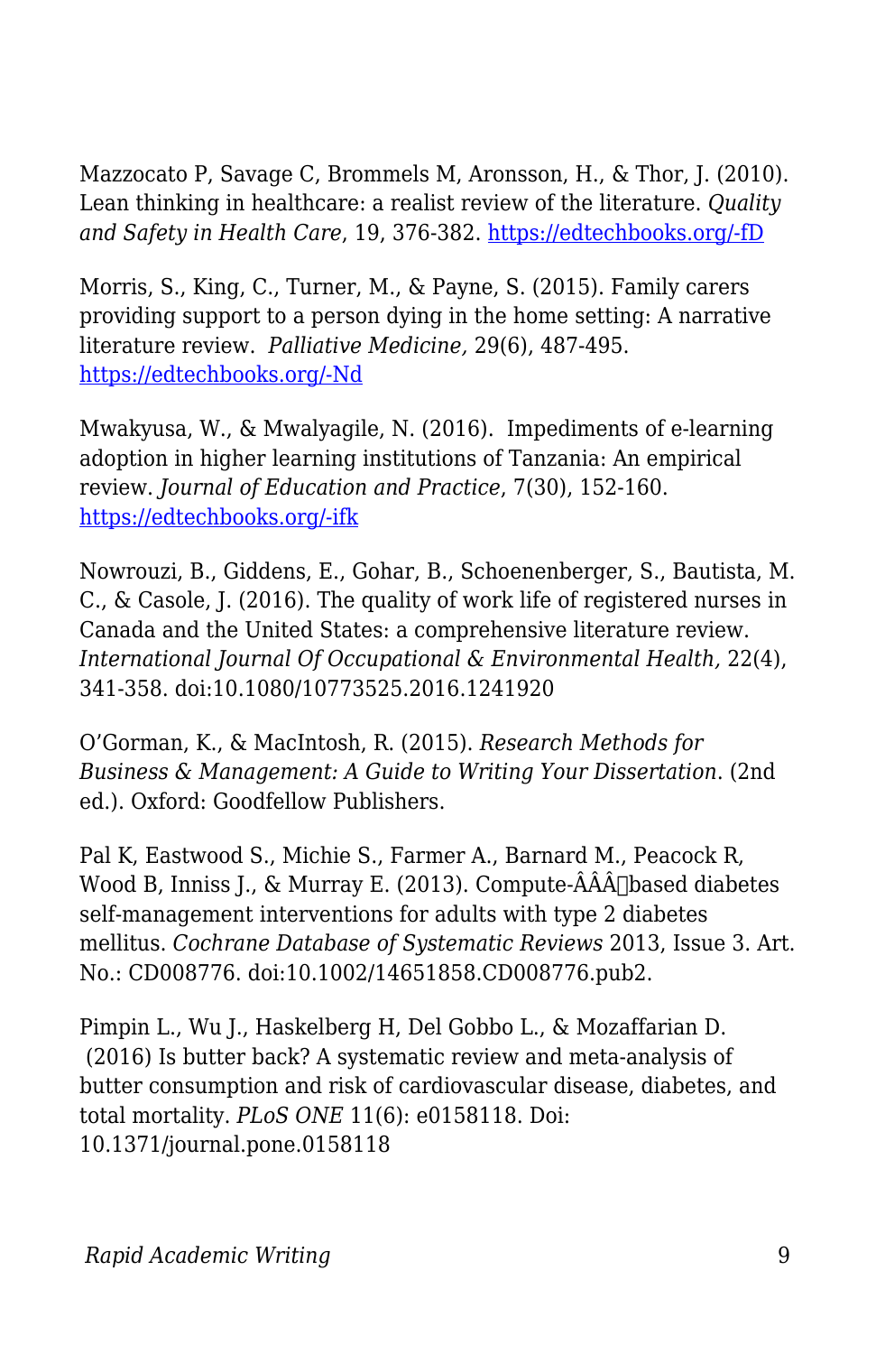Mazzocato P, Savage C, Brommels M, Aronsson, H., & Thor, J. (2010). Lean thinking in healthcare: a realist review of the literature. *Quality and Safety in Health Care*, 19, 376-382. [https://edtechbooks.org/-fD](https://edtechbooks.org/-fD)

Morris, S., King, C., Turner, M., & Payne, S. (2015). Family carers providing support to a person dying in the home setting: A narrative literature review. *Palliative Medicine*, 29(6), 487-495. [https://edtechbooks.org/-Nd](https://edtechbooks.org/-Nd)

Mwakyusa, W., & Mwalyagile, N. (2016). Impediments of e-learning adoption in higher learning institutions of Tanzania: An empirical review. *Journal of Education and Practice*, 7(30), 152-160. [https://edtechbooks.org/-ifk](https://edtechbooks.org/-ifk)

Nowrouzi, B., Giddens, E., Gohar, B., Schoenenberger, S., Bautista, M. C., & Casole, J. (2016). The quality of work life of registered nurses in Canada and the United States: a comprehensive literature review. *International Journal Of Occupational & Environmental Health,* 22(4), 341-358. doi:10.1080/10773525.2016.1241920

O'Gorman, K., & MacIntosh, R. (2015). *Research Methods for Business & Management: A Guide to Writing Your Dissertation*. (2nd ed.). Oxford: Goodfellow Publishers.

Pal K, Eastwood S., Michie S., Farmer A., Barnard M., Peacock R, Wood B, Inniss J., & Murray E. (2013). Compute-ÂÂÂ□based diabetes self-management interventions for adults with type 2 diabetes mellitus. *Cochrane Database of Systematic Reviews* 2013, Issue 3. Art. No.: CD008776. doi:10.1002/14651858.CD008776.pub2.

Pimpin L., Wu J., Haskelberg H, Del Gobbo L., & Mozaffarian D. (2016) Is butter back? A systematic review and meta-analysis of butter consumption and risk of cardiovascular disease, diabetes, and total mortality. *PLoS ONE* 11(6): e0158118. Doi: 10.1371/journal.pone.0158118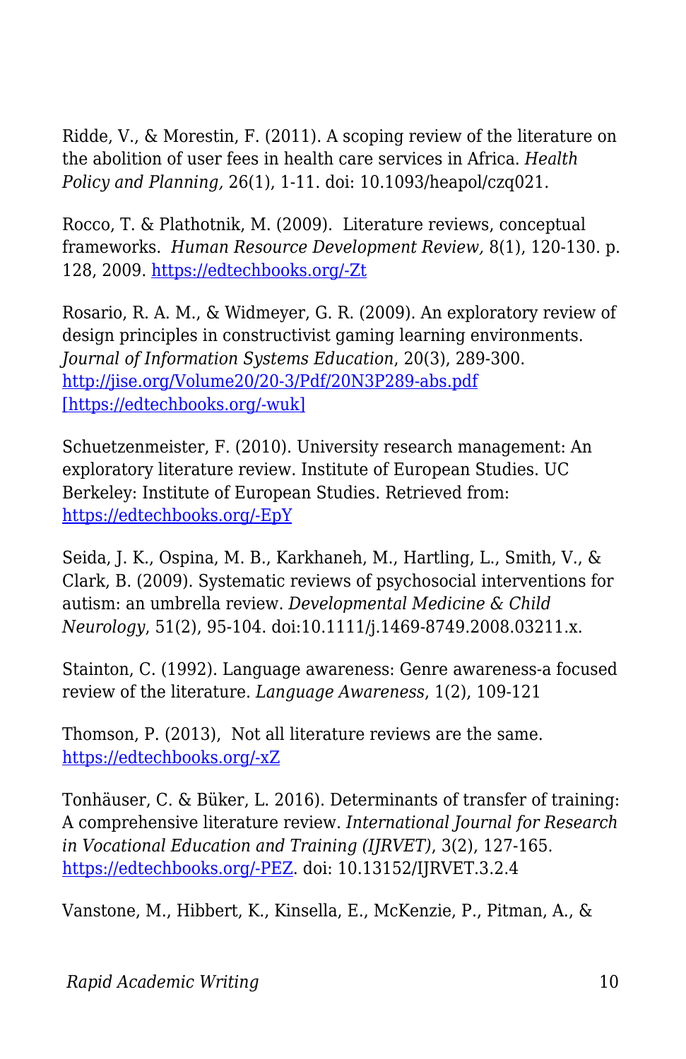Ridde, V., & Morestin, F. (2011). A scoping review of the literature on the abolition of user fees in health care services in Africa. *Health Policy and Planning,* 26(1), 1-11. doi: 10.1093/heapol/czq021.

Rocco, T. & Plathotnik, M. (2009). Literature reviews, conceptual frameworks. *Human Resource Development Review,* 8(1), 120-130. p. 128, 2009. [https://edtechbooks.org/-Zt](https://edtechbooks.org/-Zt)

Rosario, R. A. M., & Widmeyer, G. R. (2009). An exploratory review of design principles in constructivist gaming learning environments. *Journal of Information Systems Education*, 20(3), 289-300. [http://jise.org/Volume20/20-3/Pdf/20N3P289-abs.pdf](http://jise.org/Volume20/20-3/Pdf/20N3P289-abs.pdf) [[https://edtechbooks.org/-wuk]](https://edtechbooks.org/-wuk)

Schuetzenmeister, F. (2010). University research management: An exploratory literature review. Institute of European Studies. UC Berkeley: Institute of European Studies. Retrieved from: [https://edtechbooks.org/-EpY](https://edtechbooks.org/-EpY)

Seida, J. K., Ospina, M. B., Karkhaneh, M., Hartling, L., Smith, V., & Clark, B. (2009). Systematic reviews of psychosocial interventions for autism: an umbrella review. *Developmental Medicine & Child Neurology*, 51(2), 95-104. doi:10.1111/j.1469-8749.2008.03211.x.

Stainton, C. (1992). Language awareness: Genre awareness-a focused review of the literature. *Language Awareness*, 1(2), 109-121

Thomson, P. (2013), Not all literature reviews are the same. [https://edtechbooks.org/-xZ](https://edtechbooks.org/-xZ)

Tonhäuser, C. & Büker, L. 2016). Determinants of transfer of training: A comprehensive literature review. *International Journal for Research in Vocational Education and Training (IJRVET)*, 3(2), 127-165. [https://edtechbooks.org/-PEZ](https://edtechbooks.org/-PEZ). doi: 10.13152/IJRVET.3.2.4

Vanstone, M., Hibbert, K., Kinsella, E., McKenzie, P., Pitman, A., &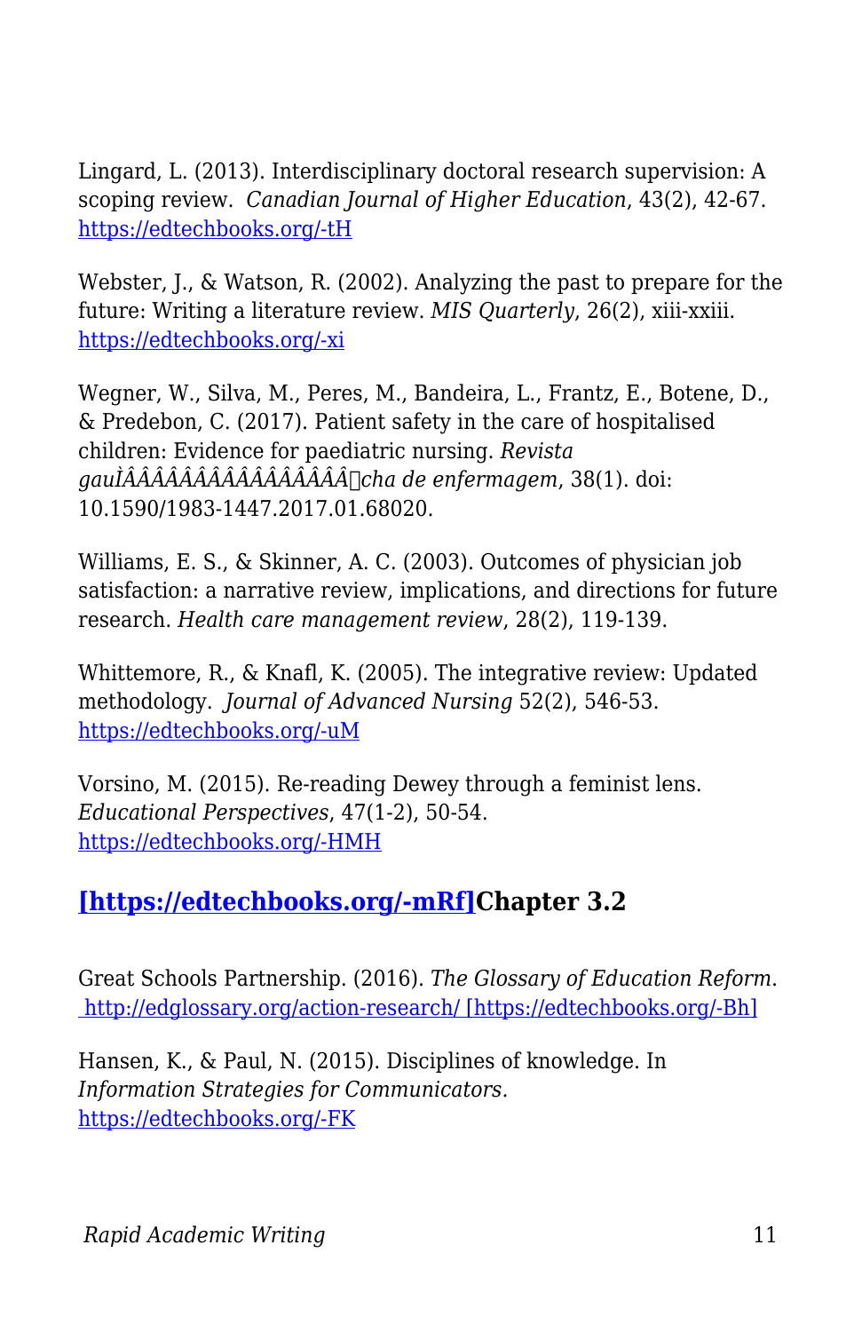Lingard, L. (2013). Interdisciplinary doctoral research supervision: A scoping review. *Canadian Journal of Higher Education*, 43(2), 42-67. https://edtechbooks.org/-tH

Webster, J., & Watson, R. (2002). Analyzing the past to prepare for the future: Writing a literature review. *MIS Quarterly*, 26(2), xiii-xxiii. https://edtechbooks.org/-xi

Wegner, W., Silva, M., Peres, M., Bandeira, L., Frantz, E., Botene, D., & Predebon, C. (2017). Patient safety in the care of hospitalised children: Evidence for paediatric nursing. *Revista gauÌÂÂÂÂÂÂÂÂÂÂÂÂÂÂÂÂcha de enfermagem*, 38(1). doi: 10.1590/1983-1447.2017.01.68020.

Williams, E. S., & Skinner, A. C. (2003). Outcomes of physician job satisfaction: a narrative review, implications, and directions for future research. *Health care management review*, 28(2), 119-139.

Whittemore, R., & Knafl, K. (2005). The integrative review: Updated methodology. *Journal of Advanced Nursing* 52(2), 546-53. https://edtechbooks.org/-uM

Vorsino, M. (2015). Re-reading Dewey through a feminist lens. *Educational Perspectives*, 47(1-2), 50-54. https://edtechbooks.org/-HMH

## [https://edtechbooks.org/-mRf]Chapter 3.2

Great Schools Partnership. (2016). *The Glossary of Education Reform.* http://edglossary.org/action-research/ [https://edtechbooks.org/-Bh]

Hansen, K., & Paul, N. (2015). Disciplines of knowledge. In *Information Strategies for Communicators.* https://edtechbooks.org/-FK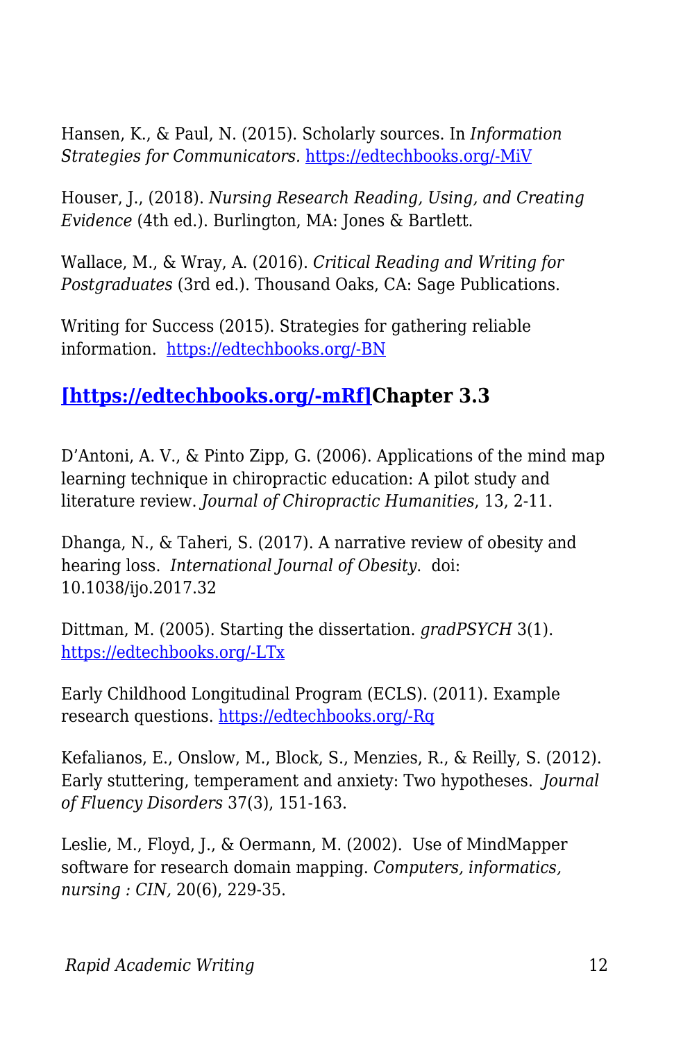Hansen, K., & Paul, N. (2015). Scholarly sources. In *Information Strategies for Communicators.* https://edtechbooks.org/-MiV

Houser, J., (2018). *Nursing Research Reading, Using, and Creating Evidence* (4th ed.). Burlington, MA: Jones & Bartlett.

Wallace, M., & Wray, A. (2016). *Critical Reading and Writing for Postgraduates* (3rd ed.). Thousand Oaks, CA: Sage Publications.

Writing for Success (2015). Strategies for gathering reliable information. https://edtechbooks.org/-BN

### [https://edtechbooks.org/-mRf]Chapter 3.3

D'Antoni, A. V., & Pinto Zipp, G. (2006). Applications of the mind map learning technique in chiropractic education: A pilot study and literature review. *Journal of Chiropractic Humanities*, 13, 2-11.

Dhanga, N., & Taheri, S. (2017). A narrative review of obesity and hearing loss. *International Journal of Obesity.* doi: 10.1038/ijo.2017.32

Dittman, M. (2005). Starting the dissertation. *gradPSYCH* 3(1). https://edtechbooks.org/-LTx

Early Childhood Longitudinal Program (ECLS). (2011). Example research questions. https://edtechbooks.org/-Rq

Kefalianos, E., Onslow, M., Block, S., Menzies, R., & Reilly, S. (2012). Early stuttering, temperament and anxiety: Two hypotheses. *Journal of Fluency Disorders* 37(3), 151-163.

Leslie, M., Floyd, J., & Oermann, M. (2002). Use of MindMapper software for research domain mapping. *Computers, informatics, nursing : CIN,* 20(6), 229-35.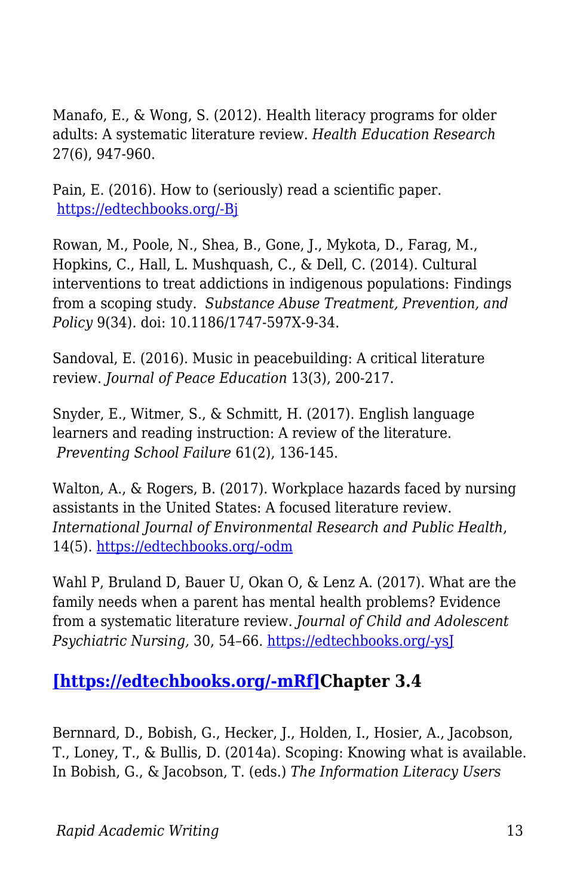Manafo, E., & Wong, S. (2012). Health literacy programs for older adults: A systematic literature review. *Health Education Research* 27(6), 947-960.

Pain, E. (2016). How to (seriously) read a scientific paper. [https://edtechbooks.org/-Bj](https://edtechbooks.org/-Bj)

Rowan, M., Poole, N., Shea, B., Gone, J., Mykota, D., Farag, M., Hopkins, C., Hall, L. Mushquash, C., & Dell, C. (2014). Cultural interventions to treat addictions in indigenous populations: Findings from a scoping study. *Substance Abuse Treatment, Prevention, and Policy* 9(34). doi: 10.1186/1747-597X-9-34.

Sandoval, E. (2016). Music in peacebuilding: A critical literature review. *Journal of Peace Education* 13(3), 200-217.

Snyder, E., Witmer, S., & Schmitt, H. (2017). English language learners and reading instruction: A review of the literature. *Preventing School Failure* 61(2), 136-145.

Walton, A., & Rogers, B. (2017). Workplace hazards faced by nursing assistants in the United States: A focused literature review. *International Journal of Environmental Research and Public Health*, 14(5). [https://edtechbooks.org/-odm](https://edtechbooks.org/-odm)

Wahl P, Bruland D, Bauer U, Okan O, & Lenz A. (2017). What are the family needs when a parent has mental health problems? Evidence from a systematic literature review. *Journal of Child and Adolescent Psychiatric Nursing,* 30, 54–66. [https://edtechbooks.org/-ysJ](https://edtechbooks.org/-ysJ)

### [[https://edtechbooks.org/-mRf]](https://edtechbooks.org/-mRf)Chapter 3.4

Bernnard, D., Bobish, G., Hecker, J., Holden, I., Hosier, A., Jacobson, T., Loney, T., & Bullis, D. (2014a). Scoping: Knowing what is available. In Bobish, G., & Jacobson, T. (eds.) *The Information Literacy Users*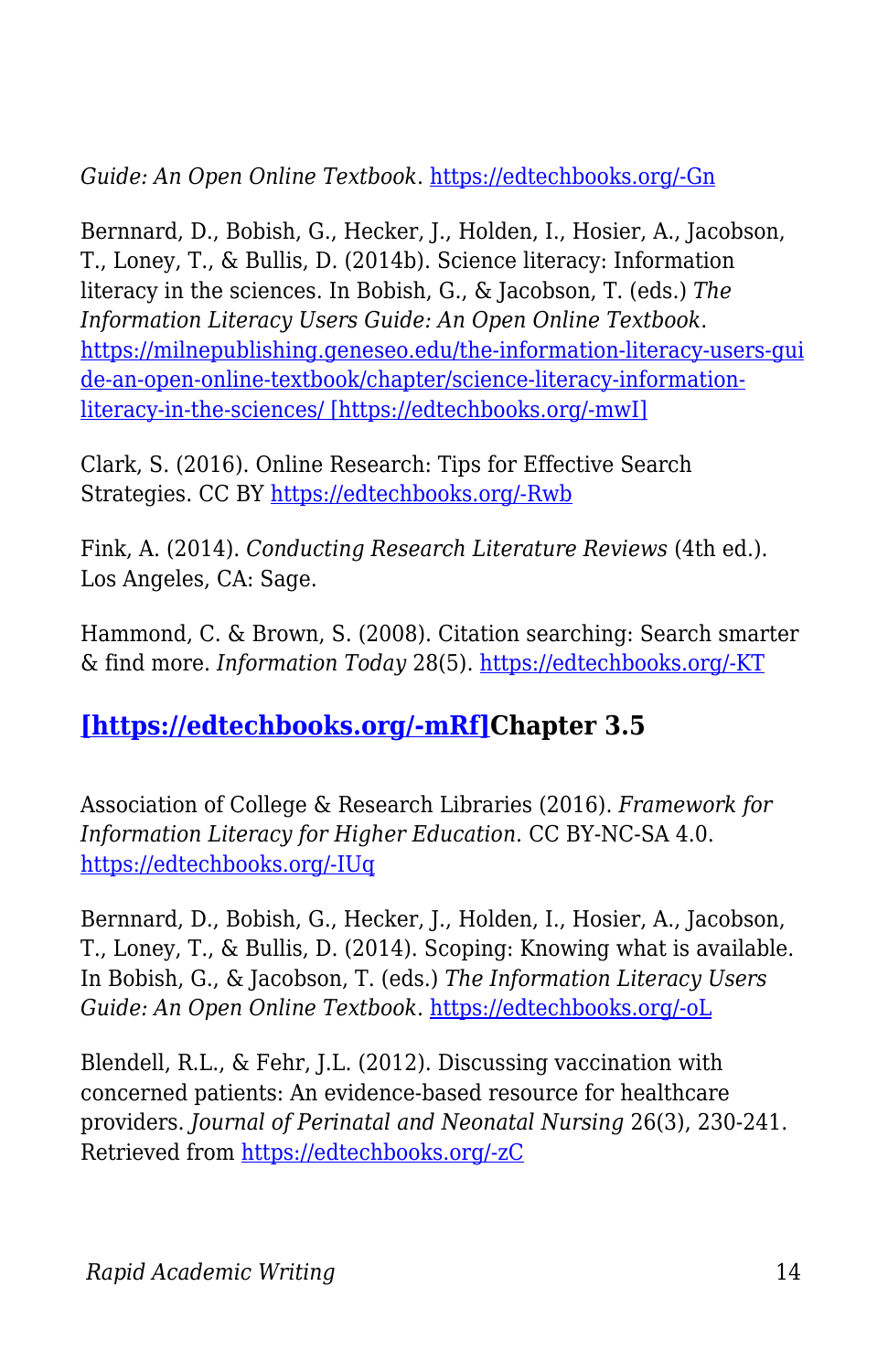*Guide: An Open Online Textbook*. https://edtechbooks.org/-Gn

Bernnard, D., Bobish, G., Hecker, J., Holden, I., Hosier, A., Jacobson, T., Loney, T., & Bullis, D. (2014b). Science literacy: Information literacy in the sciences. In Bobish, G., & Jacobson, T. (eds.) *The Information Literacy Users Guide: An Open Online Textbook*. https://milnepublishing.geneseo.edu/the-information-literacy-users-guide-an-open-online-textbook/chapter/science-literacy-information-literacy-in-the-sciences/ [https://edtechbooks.org/-mwI]

Clark, S. (2016). Online Research: Tips for Effective Search Strategies. CC BY https://edtechbooks.org/-Rwb

Fink, A. (2014). *Conducting Research Literature Reviews* (4th ed.). Los Angeles, CA: Sage.

Hammond, C. & Brown, S. (2008). Citation searching: Search smarter & find more. *Information Today* 28(5). https://edtechbooks.org/-KT

## [https://edtechbooks.org/-mRf]Chapter 3.5

Association of College & Research Libraries (2016). *Framework for Information Literacy for Higher Education*. CC BY-NC-SA 4.0. https://edtechbooks.org/-IUq

Bernnard, D., Bobish, G., Hecker, J., Holden, I., Hosier, A., Jacobson, T., Loney, T., & Bullis, D. (2014). Scoping: Knowing what is available. In Bobish, G., & Jacobson, T. (eds.) *The Information Literacy Users Guide: An Open Online Textbook*. https://edtechbooks.org/-oL

Blendell, R.L., & Fehr, J.L. (2012). Discussing vaccination with concerned patients: An evidence-based resource for healthcare providers. *Journal of Perinatal and Neonatal Nursing* 26(3), 230-241. Retrieved from https://edtechbooks.org/-zC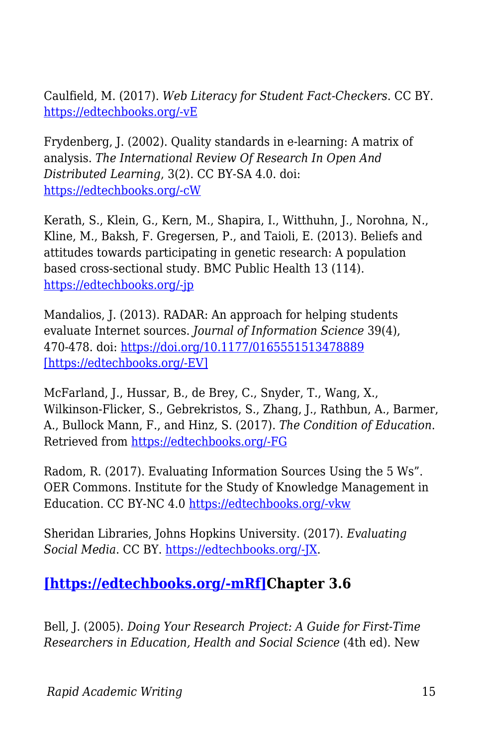Caulfield, M. (2017). *Web Literacy for Student Fact-Checkers*. CC BY. https://edtechbooks.org/-vE

Frydenberg, J. (2002). Quality standards in e-learning: A matrix of analysis. *The International Review Of Research In Open And Distributed Learning*, 3(2). CC BY-SA 4.0. doi: https://edtechbooks.org/-cW

Kerath, S., Klein, G., Kern, M., Shapira, I., Witthuhn, J., Norohna, N., Kline, M., Baksh, F. Gregersen, P., and Taioli, E. (2013). Beliefs and attitudes towards participating in genetic research: A population based cross-sectional study. BMC Public Health 13 (114). https://edtechbooks.org/-jp

Mandalios, J. (2013). RADAR: An approach for helping students evaluate Internet sources. *Journal of Information Science* 39(4), 470-478. doi: https://doi.org/10.1177/0165551513478889 [https://edtechbooks.org/-EV]

McFarland, J., Hussar, B., de Brey, C., Snyder, T., Wang, X., Wilkinson-Flicker, S., Gebrekristos, S., Zhang, J., Rathbun, A., Barmer, A., Bullock Mann, F., and Hinz, S. (2017). *The Condition of Education*. Retrieved from https://edtechbooks.org/-FG

Radom, R. (2017). Evaluating Information Sources Using the 5 Ws". OER Commons. Institute for the Study of Knowledge Management in Education. CC BY-NC 4.0 https://edtechbooks.org/-vkw

Sheridan Libraries, Johns Hopkins University. (2017). *Evaluating Social Media*. CC BY. https://edtechbooks.org/-JX.

## [https://edtechbooks.org/-mRf]Chapter 3.6

Bell, J. (2005). *Doing Your Research Project: A Guide for First-Time Researchers in Education, Health and Social Science* (4th ed). New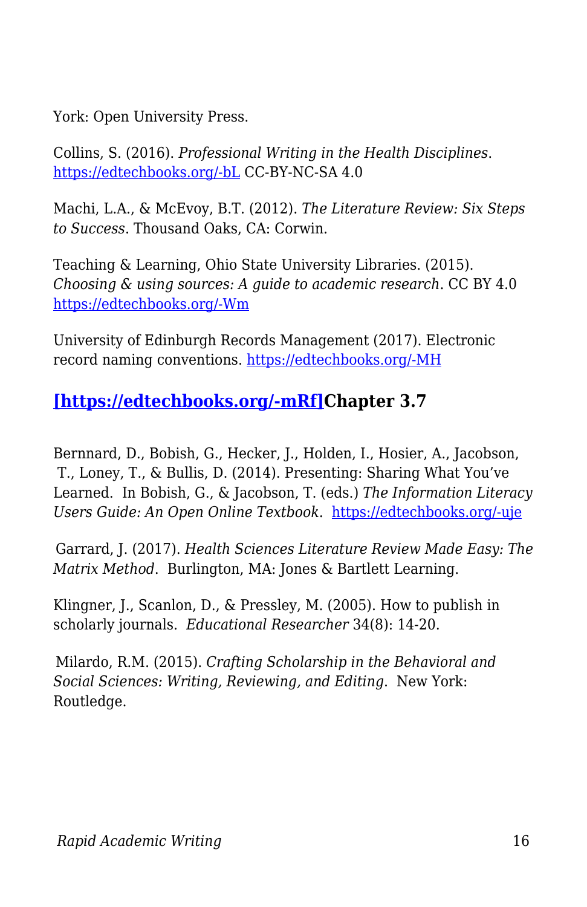York: Open University Press.

Collins, S. (2016). *Professional Writing in the Health Disciplines*. https://edtechbooks.org/-bL CC-BY-NC-SA 4.0

Machi, L.A., & McEvoy, B.T. (2012). *The Literature Review: Six Steps to Success*. Thousand Oaks, CA: Corwin.

Teaching & Learning, Ohio State University Libraries. (2015). *Choosing & using sources: A guide to academic research*. CC BY 4.0 https://edtechbooks.org/-Wm

University of Edinburgh Records Management (2017). Electronic record naming conventions. https://edtechbooks.org/-MH

### [https://edtechbooks.org/-mRf]Chapter 3.7

Bernnard, D., Bobish, G., Hecker, J., Holden, I., Hosier, A., Jacobson, T., Loney, T., & Bullis, D. (2014). Presenting: Sharing What You've Learned. In Bobish, G., & Jacobson, T. (eds.) *The Information Literacy Users Guide: An Open Online Textbook*. https://edtechbooks.org/-uje

Garrard, J. (2017). *Health Sciences Literature Review Made Easy: The Matrix Method*. Burlington, MA: Jones & Bartlett Learning.

Klingner, J., Scanlon, D., & Pressley, M. (2005). How to publish in scholarly journals. *Educational Researcher* 34(8): 14-20.

Milardo, R.M. (2015). *Crafting Scholarship in the Behavioral and Social Sciences: Writing, Reviewing, and Editing*. New York: Routledge.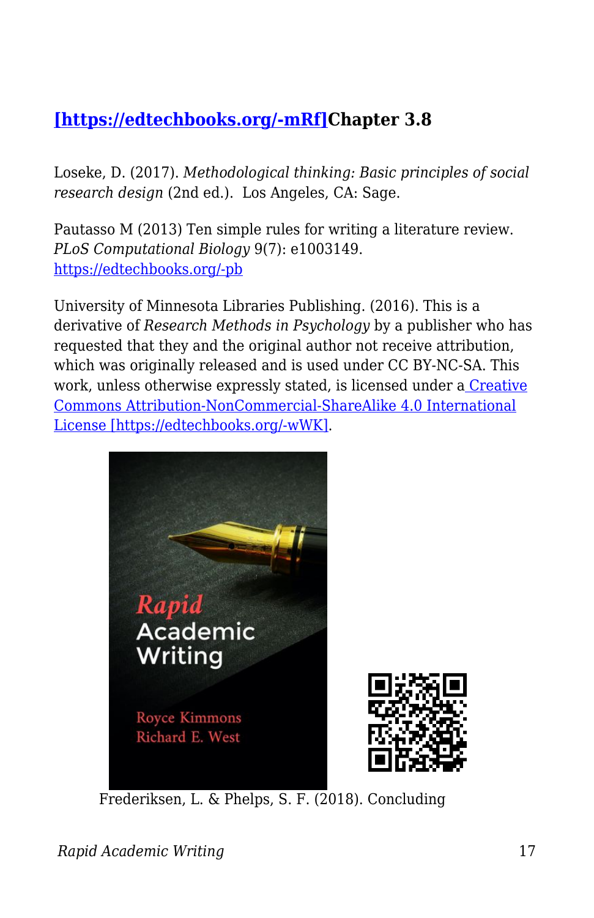### [https://edtechbooks.org/-mRf]Chapter 3.8

Loseke, D. (2017). *Methodological thinking: Basic principles of social research design* (2nd ed.). Los Angeles, CA: Sage.

Pautasso M (2013) Ten simple rules for writing a literature review. *PLoS Computational Biology* 9(7): e1003149. https://edtechbooks.org/-pb

University of Minnesota Libraries Publishing. (2016). This is a derivative of *Research Methods in Psychology* by a publisher who has requested that they and the original author not receive attribution, which was originally released and is used under CC BY-NC-SA. This work, unless otherwise expressly stated, is licensed under a Creative Commons Attribution-NonCommercial-ShareAlike 4.0 International License [https://edtechbooks.org/-wWK].

Frederiksen, L. & Phelps, S. F. (2018). Concluding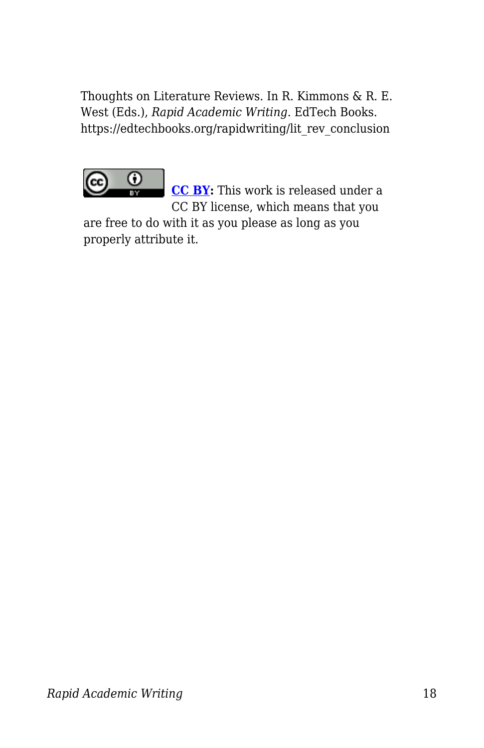Thoughts on Literature Reviews. In R. Kimmons & R. E. West (Eds.), *Rapid Academic Writing*. EdTech Books. https://edtechbooks.org/rapidwriting/lit_rev_conclusion

**CC BY:** This work is released under a CC BY license, which means that you are free to do with it as you please as long as you properly attribute it.